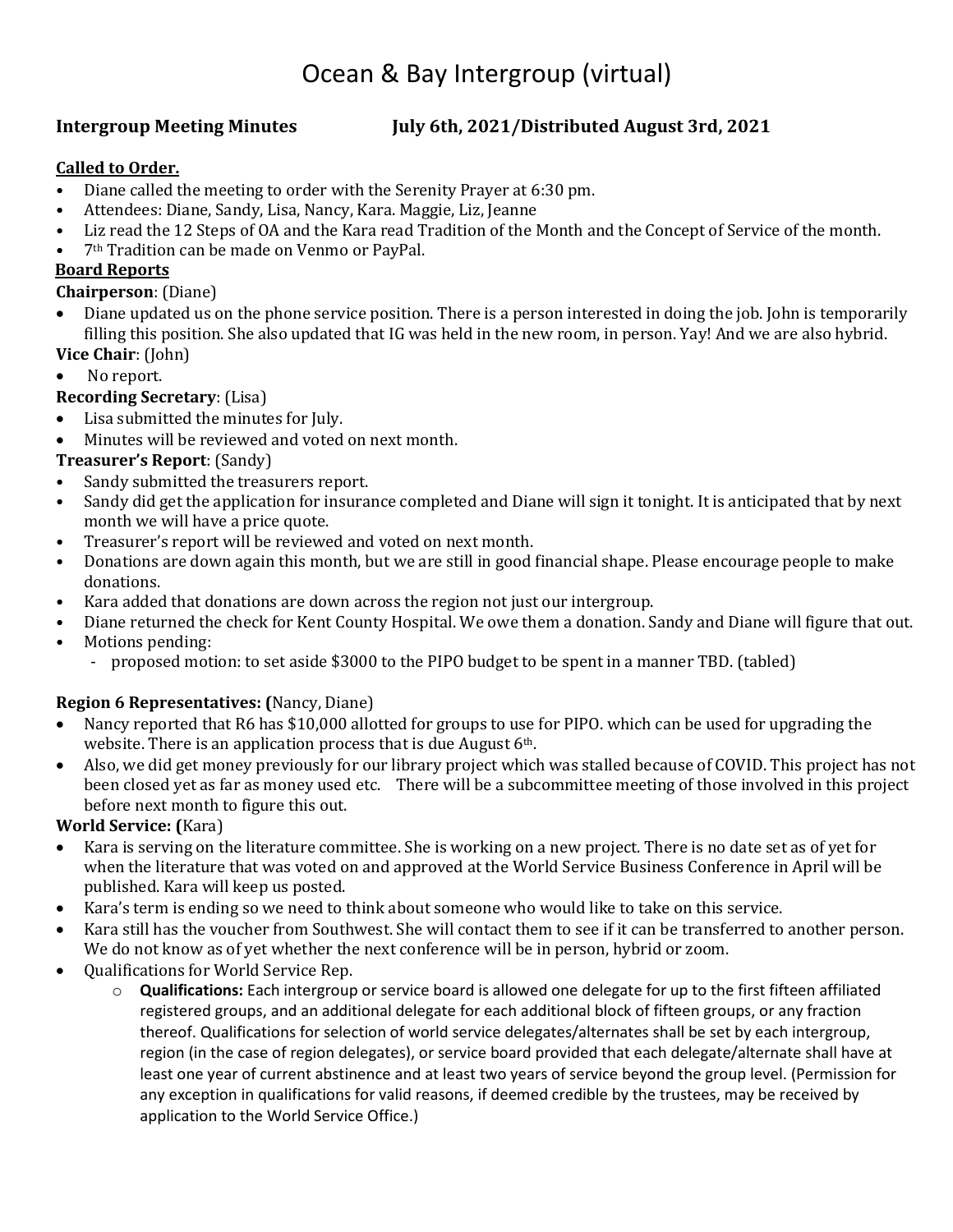# Ocean & Bay Intergroup (virtual)

**Intergroup Meeting Minutes July 6th, 2021/Distributed August 3rd, 2021**

**Called to Order.**

- Diane called the meeting to order with the Serenity Prayer at 6:30 pm.
- Attendees: Diane, Sandy, Lisa, Nancy, Kara. Maggie, Liz, Jeanne
- Liz read the 12 Steps of OA and the Kara read Tradition of the Month and the Concept of Service of the month.
- 7th Tradition can be made on Venmo or PayPal.

**Board Reports**

**Chairperson**: (Diane)

- Diane updated us on the phone service position. There is a person interested in doing the job. John is temporarily filling this position. She also updated that IG was held in the new room, in person. Yay! And we are also hybrid.

**Vice Chair**: (John)

- No report.

**Recording Secretary**: (Lisa)

- Lisa submitted the minutes for July.
- Minutes will be reviewed and voted on next month.

**Treasurer's Report**: (Sandy)

- Sandy submitted the treasurers report.
- Sandy did get the application for insurance completed and Diane will sign it tonight. It is anticipated that by next month we will have a price quote.
- Treasurer's report will be reviewed and voted on next month.
- Donations are down again this month, but we are still in good financial shape. Please encourage people to make donations.
- Kara added that donations are down across the region not just our intergroup.
- Diane returned the check for Kent County Hospital. We owe them a donation. Sandy and Diane will figure that out.
- Motions pending:
  - proposed motion: to set aside $3000 to the PIPO budget to be spent in a manner TBD. (tabled)

**Region 6 Representatives: (**Nancy, Diane)

- Nancy reported that R6 has $10,000 allotted for groups to use for PIPO. which can be used for upgrading the website. There is an application process that is due August 6th.
- Also, we did get money previously for our library project which was stalled because of COVID. This project has not been closed yet as far as money used etc. There will be a subcommittee meeting of those involved in this project before next month to figure this out.

**World Service: (**Kara)

- Kara is serving on the literature committee. She is working on a new project. There is no date set as of yet for when the literature that was voted on and approved at the World Service Business Conference in April will be published. Kara will keep us posted.
- Kara's term is ending so we need to think about someone who would like to take on this service.
- Kara still has the voucher from Southwest. She will contact them to see if it can be transferred to another person. We do not know as of yet whether the next conference will be in person, hybrid or zoom.
- Qualifications for World Service Rep.
  - **Qualifications:** Each intergroup or service board is allowed one delegate for up to the first fifteen affiliated registered groups, and an additional delegate for each additional block of fifteen groups, or any fraction thereof. Qualifications for selection of world service delegates/alternates shall be set by each intergroup, region (in the case of region delegates), or service board provided that each delegate/alternate shall have at least one year of current abstinence and at least two years of service beyond the group level. (Permission for any exception in qualifications for valid reasons, if deemed credible by the trustees, may be received by application to the World Service Office.)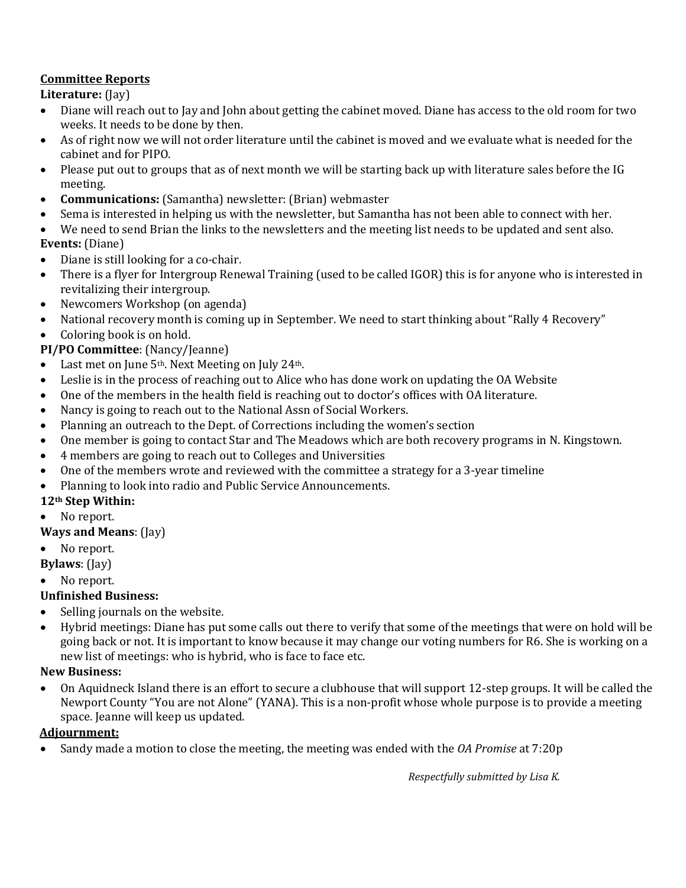**Committee Reports**

**Literature:** (Jay)

- Diane will reach out to Jay and John about getting the cabinet moved. Diane has access to the old room for two weeks. It needs to be done by then.
- As of right now we will not order literature until the cabinet is moved and we evaluate what is needed for the cabinet and for PIPO.
- Please put out to groups that as of next month we will be starting back up with literature sales before the IG meeting.
- **Communications:** (Samantha) newsletter: (Brian) webmaster
- Sema is interested in helping us with the newsletter, but Samantha has not been able to connect with her.
- We need to send Brian the links to the newsletters and the meeting list needs to be updated and sent also.

**Events:** (Diane)

- Diane is still looking for a co-chair.
- There is a flyer for Intergroup Renewal Training (used to be called IGOR) this is for anyone who is interested in revitalizing their intergroup.
- Newcomers Workshop (on agenda)
- National recovery month is coming up in September. We need to start thinking about "Rally 4 Recovery"
- Coloring book is on hold.

**PI/PO Committee**: (Nancy/Jeanne)

- Last met on June 5th. Next Meeting on July 24th.
- Leslie is in the process of reaching out to Alice who has done work on updating the OA Website
- One of the members in the health field is reaching out to doctor's offices with OA literature.
- Nancy is going to reach out to the National Assn of Social Workers.
- Planning an outreach to the Dept. of Corrections including the women's section
- One member is going to contact Star and The Meadows which are both recovery programs in N. Kingstown.
- 4 members are going to reach out to Colleges and Universities
- One of the members wrote and reviewed with the committee a strategy for a 3-year timeline
- Planning to look into radio and Public Service Announcements.

**12th Step Within:**

- No report.

**Ways and Means**: (Jay)

- No report.

**Bylaws**: (Jay)

- No report.

**Unfinished Business:**

- Selling journals on the website.
- Hybrid meetings: Diane has put some calls out there to verify that some of the meetings that were on hold will be going back or not. It is important to know because it may change our voting numbers for R6. She is working on a new list of meetings: who is hybrid, who is face to face etc.

**New Business:**

- On Aquidneck Island there is an effort to secure a clubhouse that will support 12-step groups. It will be called the Newport County "You are not Alone" (YANA). This is a non-profit whose whole purpose is to provide a meeting space. Jeanne will keep us updated.

**Adjournment:**

- Sandy made a motion to close the meeting, the meeting was ended with the *OA Promise* at 7:20p

*Respectfully submitted by Lisa K.*